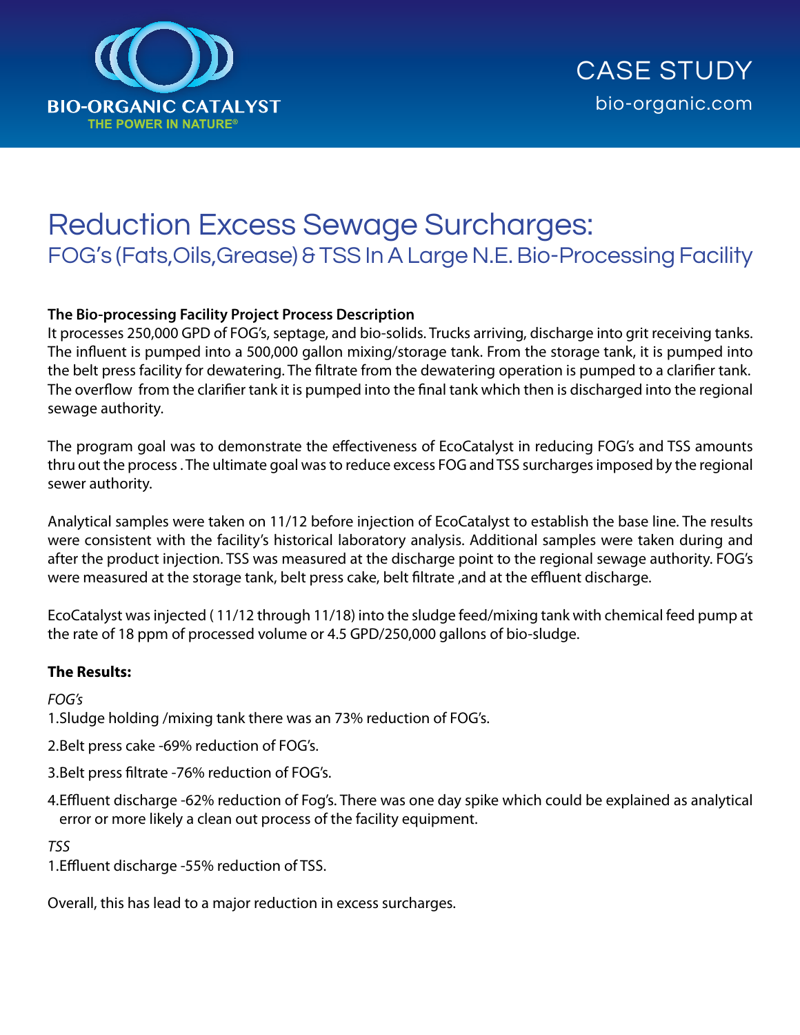BIO-ORGANIC CATALYST
THE POWER IN NATURE®

CASE STUDY
bio-organic.com

# Reduction Excess Sewage Surcharges:
## FOG's (Fats,Oils,Grease) & TSS In A Large N.E. Bio-Processing Facility

**The Bio-processing Facility Project Process Description**
It processes 250,000 GPD of FOG's, septage, and bio-solids. Trucks arriving, discharge into grit receiving tanks. The influent is pumped into a 500,000 gallon mixing/storage tank. From the storage tank, it is pumped into the belt press facility for dewatering. The filtrate from the dewatering operation is pumped to a clarifier tank. The overflow from the clarifier tank it is pumped into the final tank which then is discharged into the regional sewage authority.

The program goal was to demonstrate the effectiveness of EcoCatalyst in reducing FOG's and TSS amounts thru out the process . The ultimate goal was to reduce excess FOG and TSS surcharges imposed by the regional sewer authority.

Analytical samples were taken on 11/12 before injection of EcoCatalyst to establish the base line. The results were consistent with the facility's historical laboratory analysis. Additional samples were taken during and after the product injection. TSS was measured at the discharge point to the regional sewage authority. FOG's were measured at the storage tank, belt press cake, belt filtrate ,and at the effluent discharge.

EcoCatalyst was injected ( 11/12 through 11/18) into the sludge feed/mixing tank with chemical feed pump at the rate of 18 ppm of processed volume or 4.5 GPD/250,000 gallons of bio-sludge.

**The Results:**

*FOG's*

1. Sludge holding /mixing tank there was an 73% reduction of FOG's.
2. Belt press cake -69% reduction of FOG's.
3. Belt press filtrate -76% reduction of FOG's.
4. Effluent discharge -62% reduction of Fog's. There was one day spike which could be explained as analytical error or more likely a clean out process of the facility equipment.

*TSS*

1. Effluent discharge -55% reduction of TSS.

Overall, this has lead to a major reduction in excess surcharges.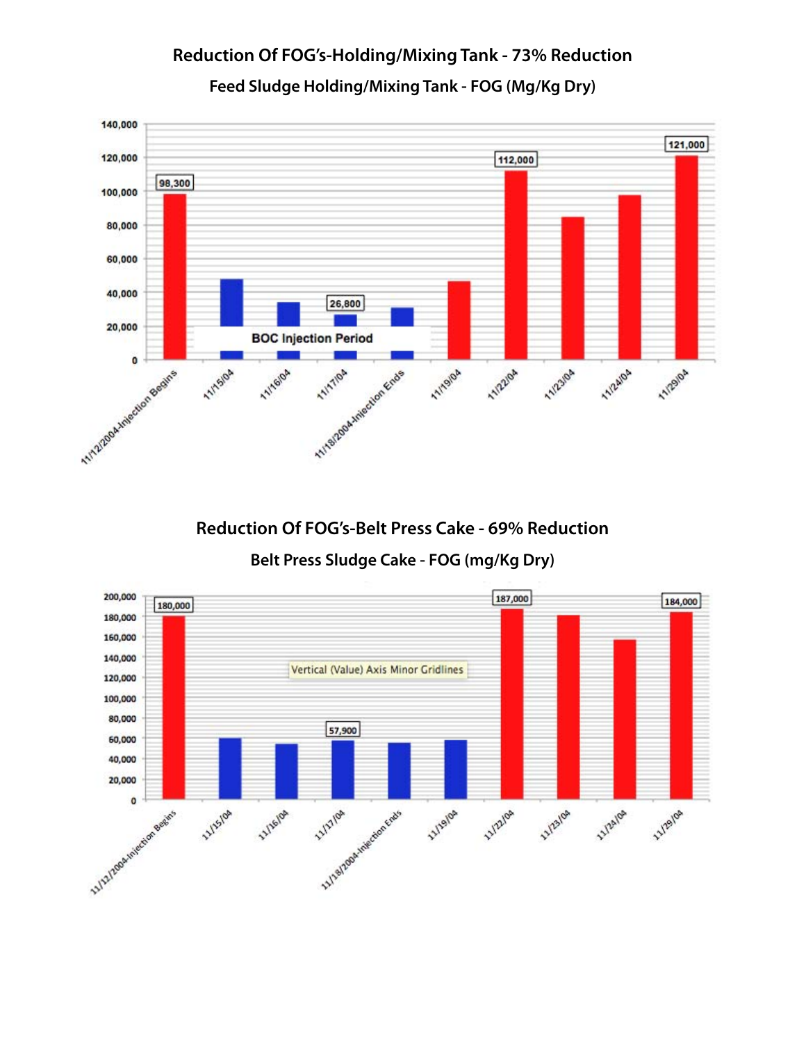## Reduction Of FOG's-Holding/Mixing Tank - 73% Reduction

### Feed Sludge Holding/Mixing Tank - FOG (Mg/Kg Dry)

| Date | FOG (Mg/Kg Dry) |
|---|---|
| 11/12/2004-Injection Begins | 98,300 |
| 11/15/04 | |
| 11/16/04 | |
| 11/17/04 | 26,800 |
| 11/18/2004-Injection Ends | |
| 11/19/04 | |
| 11/22/04 | 112,000 |
| 11/23/04 | |
| 11/24/04 | |
| 11/29/04 | 121,000 |

BOC Injection Period

## Reduction Of FOG's-Belt Press Cake - 69% Reduction

### Belt Press Sludge Cake - FOG (mg/Kg Dry)

| Date | FOG (mg/Kg Dry) |
|---|---|
| 11/12/2004-Injection Begins | 180,000 |
| 11/15/04 | |
| 11/16/04 | |
| 11/17/04 | 57,900 |
| 11/18/2004-Injection Ends | |
| 11/19/04 | |
| 11/22/04 | 187,000 |
| 11/23/04 | |
| 11/24/04 | |
| 11/29/04 | 184,000 |

Vertical (Value) Axis Minor Gridlines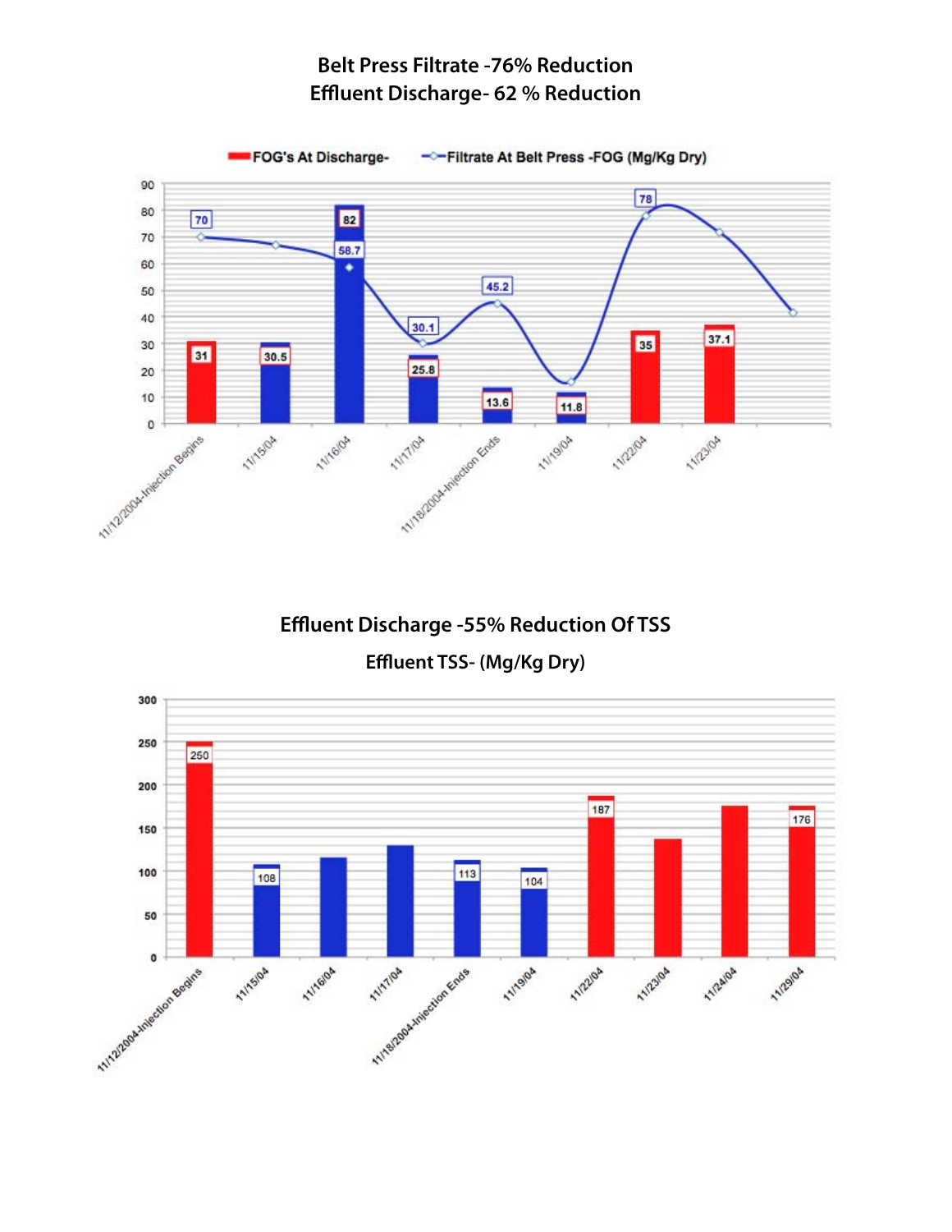# Belt Press Filtrate -76% Reduction
# Effluent Discharge- 62 % Reduction

FOG's At Discharge-
Filtrate At Belt Press -FOG (Mg/Kg Dry)

90
80
70
60
50
40
30
20
10
0

70
82
58.7
30.1
45.2
78
31
30.5
25.8
13.6
11.8
35
37.1

11/12/2004-Injection Begins
11/15/04
11/16/04
11/17/04
11/18/2004-Injection Ends
11/19/04
11/22/04
11/23/04

# Effluent Discharge -55% Reduction Of TSS

## Effluent TSS- (Mg/Kg Dry)

300
250
200
150
100
50
0

250
108
113
104
187
176

11/12/2004-Injection Begins
11/15/04
11/16/04
11/17/04
11/18/2004-Injection Ends
11/19/04
11/22/04
11/23/04
11/24/04
11/29/04